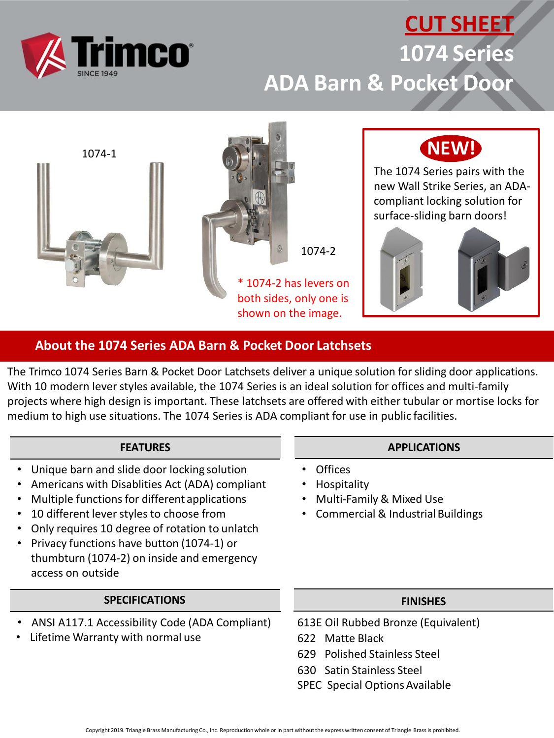# CUT SHEET

# 1074 Series ADA Barn & Pocket Door

1074-1

1074-2

\* 1074-2 has levers on both sides, only one is shown on the image.

**NEW!**

The 1074 Series pairs with the new Wall Strike Series, an ADA-compliant locking solution for surface-sliding barn doors!

## About the 1074 Series ADA Barn & Pocket Door Latchsets

The Trimco 1074 Series Barn & Pocket Door Latchsets deliver a unique solution for sliding door applications. With 10 modern lever styles available, the 1074 Series is an ideal solution for offices and multi-family projects where high design is important. These latchsets are offered with either tubular or mortise locks for medium to high use situations. The 1074 Series is ADA compliant for use in public facilities.

### FEATURES

- Unique barn and slide door locking solution
- Americans with Disablities Act (ADA) compliant
- Multiple functions for different applications
- 10 different lever styles to choose from
- Only requires 10 degree of rotation to unlatch
- Privacy functions have button (1074-1) or thumbturn (1074-2) on inside and emergency access on outside

### APPLICATIONS

- Offices
- Hospitality
- Multi-Family & Mixed Use
- Commercial & Industrial Buildings

### SPECIFICATIONS

- ANSI A117.1 Accessibility Code (ADA Compliant)
- Lifetime Warranty with normal use

### FINISHES

613E Oil Rubbed Bronze (Equivalent)
622 Matte Black
629 Polished Stainless Steel
630 Satin Stainless Steel
SPEC Special Options Available

Copyright 2019. Triangle Brass Manufacturing Co., Inc. Reproduction whole or in part without the express written consent of Triangle Brass is prohibited.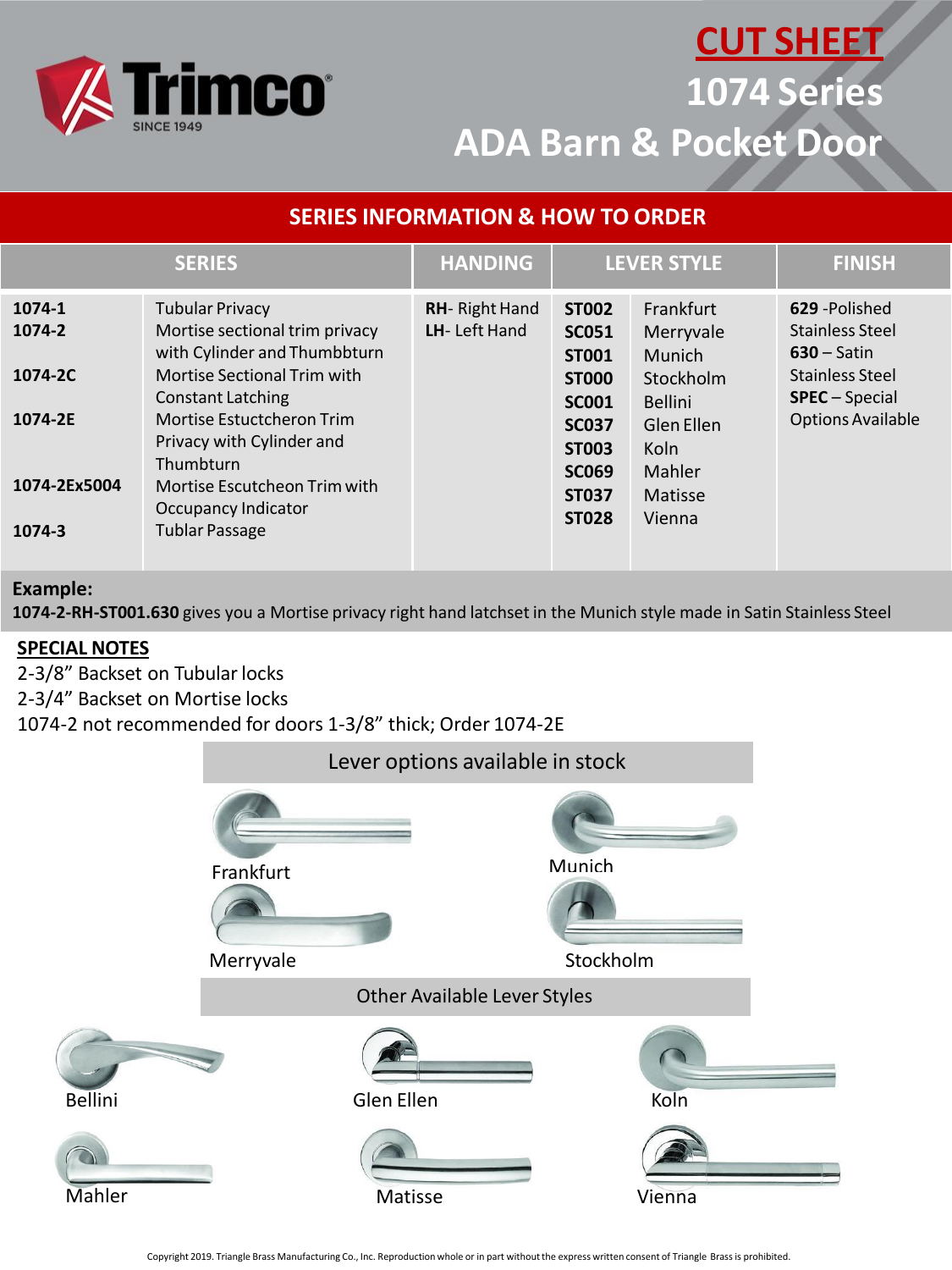# CUT SHEET

# 1074 Series

# ADA Barn & Pocket Door

## SERIES INFORMATION & HOW TO ORDER

| SERIES | | HANDING | LEVER STYLE | | FINISH |
|---|---|---|---|---|---|
| **1074-1** | Tubular Privacy | **RH**- Right Hand | **ST002** | Frankfurt | **629** -Polished Stainless Steel |
| **1074-2** | Mortise sectional trim privacy with Cylinder and Thumbbturn | **LH**- Left Hand | **SC051** | Merryvale | **630** – Satin Stainless Steel |
| **1074-2C** | Mortise Sectional Trim with Constant Latching | | **ST001** | Munich | **SPEC** – Special Options Available |
| **1074-2E** | Mortise Estutcheron Trim Privacy with Cylinder and Thumbturn | | **ST000** | Stockholm | |
| **1074-2Ex5004** | Mortise Escutcheon Trim with Occupancy Indicator | | **SC001** | Bellini | |
| **1074-3** | Tublar Passage | | **SC037** | Glen Ellen | |
| | | | **ST003** | Koln | |
| | | | **SC069** | Mahler | |
| | | | **ST037** | Matisse | |
| | | | **ST028** | Vienna | |

**Example:**
**1074-2-RH-ST001.630** gives you a Mortise privacy right hand latchset in the Munich style made in Satin Stainless Steel

**SPECIAL NOTES**
2-3/8" Backset on Tubular locks
2-3/4" Backset on Mortise locks
1074-2 not recommended for doors 1-3/8" thick; Order 1074-2E

### Lever options available in stock

Frankfurt

Munich

Merryvale

Stockholm

### Other Available Lever Styles

Bellini

Glen Ellen

Koln

Mahler

Matisse

Vienna

Copyright 2019. Triangle Brass Manufacturing Co., Inc. Reproduction whole or in part without the express written consent of Triangle Brass is prohibited.